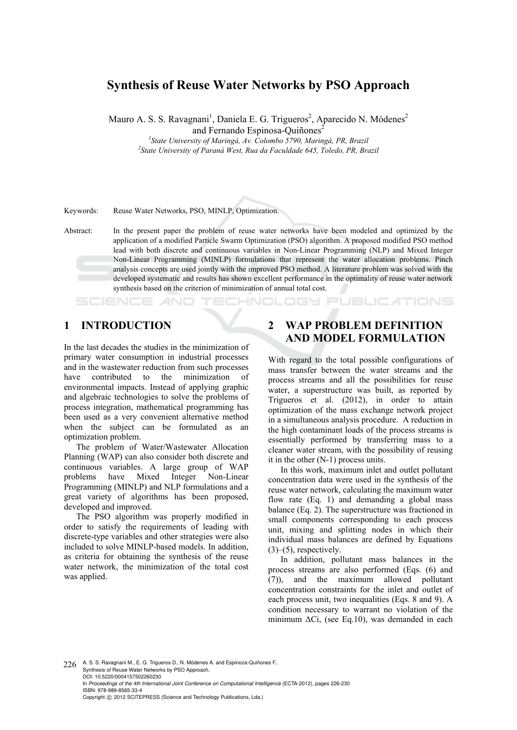# Synthesis of Reuse Water Networks by PSO Approach

Mauro A. S. S. Ravagnani[1], Daniela E. G. Trigueros[2], Aparecido N. Módenes[2] and Fernando Espinosa-Quiñones[2]

[1]*State University of Maringá, Av. Colombo 5790, Maringá, PR, Brazil*
[2]*State University of Paraná West, Rua da Faculdade 645, Toledo, PR, Brazil*

Keywords: Reuse Water Networks, PSO, MINLP, Optimization.

Abstract: In the present paper the problem of reuse water networks have been modeled and optimized by the application of a modified Particle Swarm Optimization (PSO) algorithm. A proposed modified PSO method lead with both discrete and continuous variables in Non-Linear Programming (NLP) and Mixed Integer Non-Linear Programming (MINLP) formulations that represent the water allocation problems. Pinch analysis concepts are used jointly with the improved PSO method. A literature problem was solved with the developed systematic and results has shown excellent performance in the optimality of reuse water network synthesis based on the criterion of minimization of annual total cost.

## 1 INTRODUCTION

In the last decades the studies in the minimization of primary water consumption in industrial processes and in the wastewater reduction from such processes have contributed to the minimization of environmental impacts. Instead of applying graphic and algebraic technologies to solve the problems of process integration, mathematical programming has been used as a very convenient alternative method when the subject can be formulated as an optimization problem.

The problem of Water/Wastewater Allocation Planning (WAP) can also consider both discrete and continuous variables. A large group of WAP problems have Mixed Integer Non-Linear Programming (MINLP) and NLP formulations and a great variety of algorithms has been proposed, developed and improved.

The PSO algorithm was properly modified in order to satisfy the requirements of leading with discrete-type variables and other strategies were also included to solve MINLP-based models. In addition, as criteria for obtaining the synthesis of the reuse water network, the minimization of the total cost was applied.

## 2 WAP PROBLEM DEFINITION AND MODEL FORMULATION

With regard to the total possible configurations of mass transfer between the water streams and the process streams and all the possibilities for reuse water, a superstructure was built, as reported by Trigueros et al. (2012), in order to attain optimization of the mass exchange network project in a simultaneous analysis procedure. A reduction in the high contaminant loads of the process streams is essentially performed by transferring mass to a cleaner water stream, with the possibility of reusing it in the other (N-1) process units.

In this work, maximum inlet and outlet pollutant concentration data were used in the synthesis of the reuse water network, calculating the maximum water flow rate (Eq. 1) and demanding a global mass balance (Eq. 2). The superstructure was fractioned in small components corresponding to each process unit, mixing and splitting nodes in which their individual mass balances are defined by Equations (3)–(5), respectively.

In addition, pollutant mass balances in the process streams are also performed (Eqs. (6) and (7)), and the maximum allowed pollutant concentration constraints for the inlet and outlet of each process unit, two inequalities (Eqs. 8 and 9). A condition necessary to warrant no violation of the minimum $\Delta C_i$, (see Eq.10), was demanded in each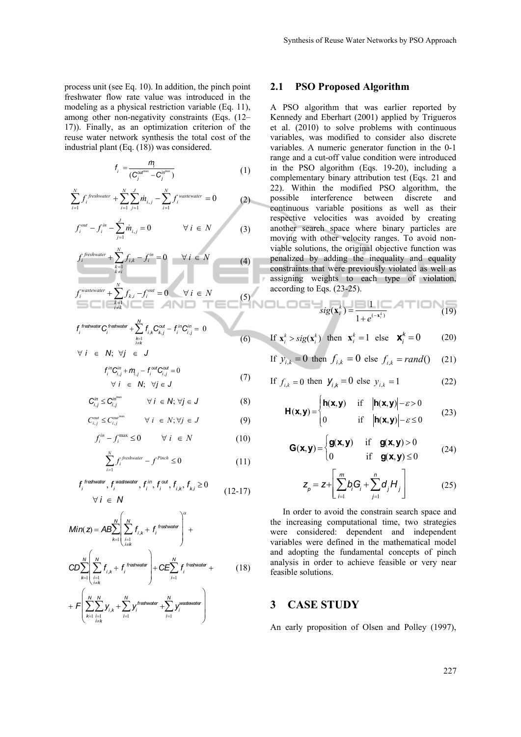process unit (see Eq. 10). In addition, the pinch point freshwater flow rate value was introduced in the modeling as a physical restriction variable (Eq. 11), among other non-negativity constraints (Eqs. (12–17)). Finally, as an optimization criterion of the reuse water network synthesis the total cost of the industrial plant (Eq. (18)) was considered.

$$f_i = \frac{\dot{m}_j}{(C_j^{out^{max}} - C_j^{in^{max}})} \tag{1}$$

$$\sum_{i=1}^{N} f_i^{freshwater} + \sum_{i=1}^{N}\sum_{j=1}^{J} \dot{m}_{i,j} - \sum_{i=1}^{N} f_i^{wastewater} = 0 \tag{2}$$

$$f_i^{out} - f_i^{in} - \sum_{j=1}^{J} \dot{m}_{i,j} = 0 \qquad \forall\, i \in N \tag{3}$$

$$f_i^{freshwater} + \sum_{\substack{k=1 \\ k \neq i}}^{N} f_{i,k} - f_i^{in} = 0 \qquad \forall\, i \in N \tag{4}$$

$$f_i^{wastewater} + \sum_{\substack{k=1 \\ i \neq k}}^{N} f_{k,i} - f_i^{out} = 0 \qquad \forall\, i \in N \tag{5}$$

$$f_i^{freshwater} C_i^{freshwater} + \sum_{\substack{k=1 \\ i \neq k}}^{N} f_{i,k} C_{k,j}^{out} - f_i^{in} C_{i,j}^{in} = 0 \qquad \forall\, i \in N;\ \forall j \in J \tag{6}$$

$$f_i^{in} C_{i,j}^{in} + \dot{m}_{i,j} - f_i^{out} C_{i,j}^{out} = 0 \qquad \forall\, i \in N;\ \forall j \in J \tag{7}$$

$$C_{i,j}^{in} \le C_{i,j}^{in^{max}} \qquad \forall\, i \in N; \forall j \in J \tag{8}$$

$$C_{i,j}^{out} \le C_{i,j}^{out^{max}} \qquad \forall\, i \in N; \forall j \in J \tag{9}$$

$$f_i^{in} - f_i^{max} \le 0 \qquad \forall\, i \in N \tag{10}$$

$$\sum_{i=1}^{N} f_i^{freshwater} - f^{Pinch} \le 0 \tag{11}$$

$$f_i^{freshwater}, f_i^{wastewater}, f_i^{in}, f_i^{out}, f_{i,k}, f_{k,i} \ge 0 \qquad \forall\, i \in N \tag{12-17}$$

$$Min(z) = AB\sum_{k=1}^{N}\left(\sum_{\substack{i=1 \\ i \neq k}}^{N} f_{i,k} + f_i^{freshwater}\right)^{\alpha} + CD\sum_{k=1}^{N}\left(\sum_{\substack{i=1 \\ i \neq k}}^{N} f_{i,k} + f_i^{freshwater}\right) + CE\sum_{i=1}^{N} f_i^{freshwater} + F\left(\sum_{k=1}^{N}\sum_{\substack{i=1 \\ i \neq k}}^{N} y_{i,k} + \sum_{i=1}^{N} y_i^{freshwater} + \sum_{i=1}^{N} y_i^{wastewater}\right) \tag{18}$$

## 2.1 PSO Proposed Algorithm

A PSO algorithm that was earlier reported by Kennedy and Eberhart (2001) applied by Trigueros et al. (2010) to solve problems with continuous variables, was modified to consider also discrete variables. A numeric generator function in the 0-1 range and a cut-off value condition were introduced in the PSO algorithm (Eqs. 19-20), including a complementary binary attribution test (Eqs. 21 and 22). Within the modified PSO algorithm, the possible interference between discrete and continuous variable positions as well as their respective velocities was avoided by creating another search space where binary particles are moving with other velocity ranges. To avoid non-viable solutions, the original objective function was penalized by adding the inequality and equality constraints that were previously violated as well as assigning weights to each type of violation, according to Eqs. (23-25).

$$sig(\mathbf{x}_i^k) = \frac{1}{1 + e^{(-\mathbf{x}_i^k)}} \tag{19}$$

$$\text{If } \mathbf{x}_i^k > sig(\mathbf{x}_i^k) \text{ then } \mathbf{x}_i^k = 1 \text{ else } \mathbf{x}_i^k = 0 \tag{20}$$

$$\text{If } y_{i,k} = 0 \text{ then } f_{i,k} = 0 \text{ else } f_{i,k} = rand() \tag{21}$$

$$\text{If } f_{i,k} = 0 \text{ then } y_{i,k} = 0 \text{ else } y_{i,k} = 1 \tag{22}$$

$$\mathbf{H}(\mathbf{x},\mathbf{y}) = \begin{cases} \mathbf{h}(\mathbf{x},\mathbf{y}) & \text{if } \left|\mathbf{h}(\mathbf{x},\mathbf{y})\right| - \varepsilon > 0 \\ 0 & \text{if } \left|\mathbf{h}(\mathbf{x},\mathbf{y})\right| - \varepsilon \le 0 \end{cases} \tag{23}$$

$$\mathbf{G}(\mathbf{x},\mathbf{y}) = \begin{cases} \mathbf{g}(\mathbf{x},\mathbf{y}) & \text{if } \mathbf{g}(\mathbf{x},\mathbf{y}) > 0 \\ 0 & \text{if } \mathbf{g}(\mathbf{x},\mathbf{y}) \le 0 \end{cases} \tag{24}$$

$$z_p = z + \left[\sum_{i=1}^{m} b_i G_i + \sum_{j=1}^{n} d_j H_j\right] \tag{25}$$

In order to avoid the constrain search space and the increasing computational time, two strategies were considered: dependent and independent variables were defined in the mathematical model and adopting the fundamental concepts of pinch analysis in order to achieve feasible or very near feasible solutions.

# 3 CASE STUDY

An early proposition of Olsen and Polley (1997),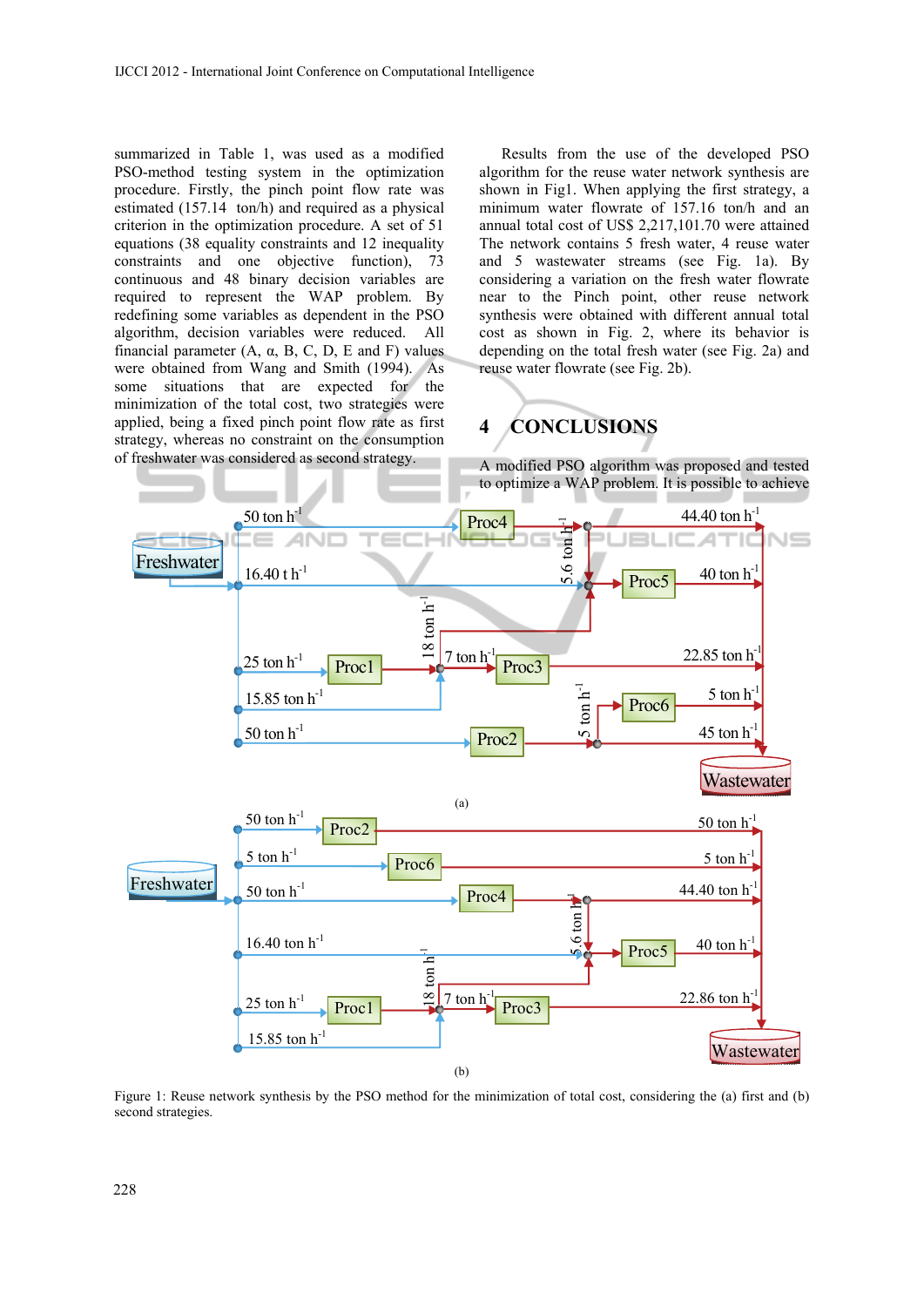summarized in Table 1, was used as a modified PSO-method testing system in the optimization procedure. Firstly, the pinch point flow rate was estimated (157.14 ton/h) and required as a physical criterion in the optimization procedure. A set of 51 equations (38 equality constraints and 12 inequality constraints and one objective function), 73 continuous and 48 binary decision variables are required to represent the WAP problem. By redefining some variables as dependent in the PSO algorithm, decision variables were reduced. All financial parameter (A, α, B, C, D, E and F) values were obtained from Wang and Smith (1994). As some situations that are expected for the minimization of the total cost, two strategies were applied, being a fixed pinch point flow rate as first strategy, whereas no constraint on the consumption of freshwater was considered as second strategy.

Results from the use of the developed PSO algorithm for the reuse water network synthesis are shown in Fig1. When applying the first strategy, a minimum water flowrate of 157.16 ton/h and an annual total cost of US$ 2,217,101.70 were attained The network contains 5 fresh water, 4 reuse water and 5 wastewater streams (see Fig. 1a). By considering a variation on the fresh water flowrate near to the Pinch point, other reuse network synthesis were obtained with different annual total cost as shown in Fig. 2, where its behavior is depending on the total fresh water (see Fig. 2a) and reuse water flowrate (see Fig. 2b).

## 4 CONCLUSIONS

A modified PSO algorithm was proposed and tested to optimize a WAP problem. It is possible to achieve

Figure 1: Reuse network synthesis by the PSO method for the minimization of total cost, considering the (a) first and (b) second strategies.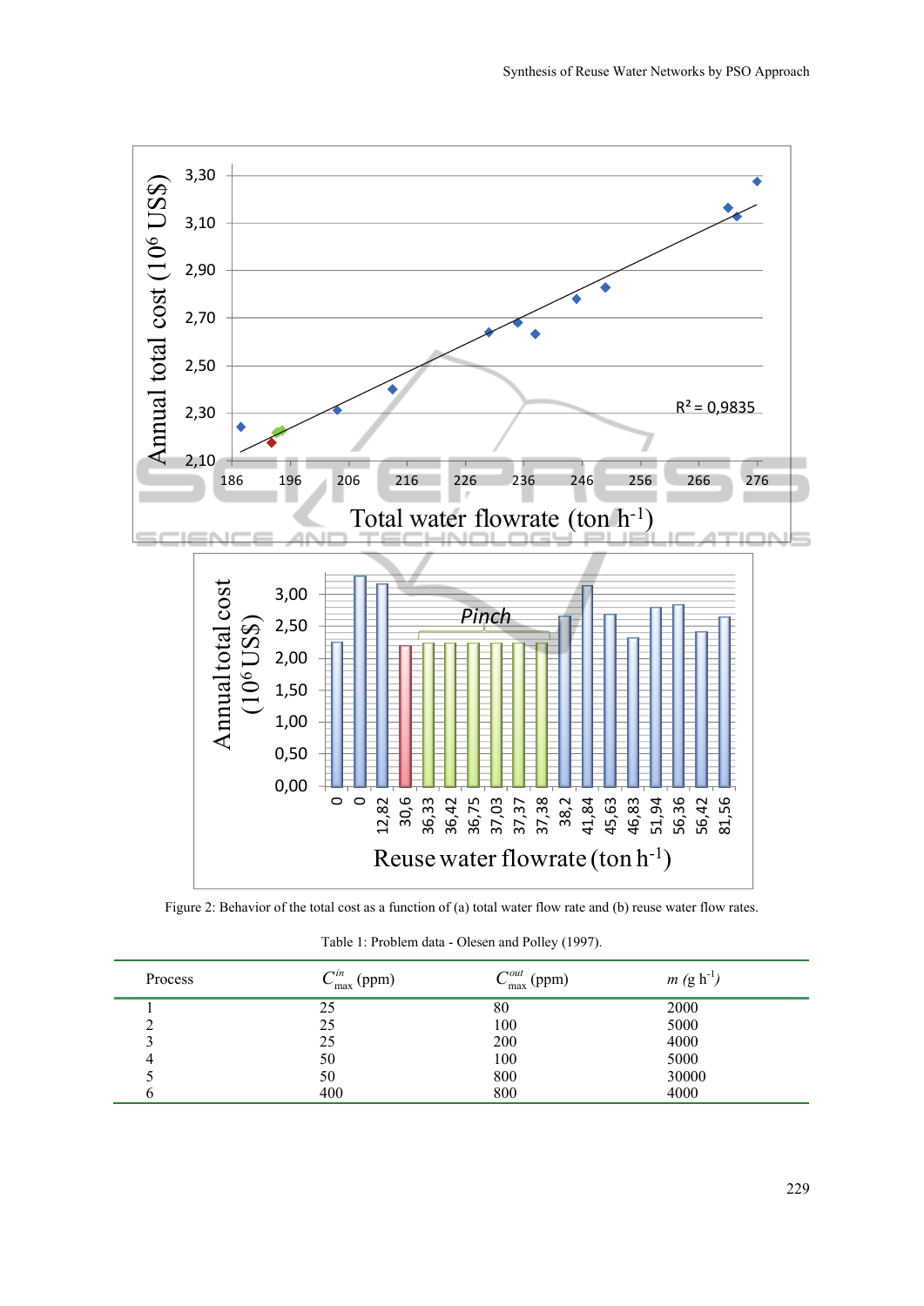Figure 2: Behavior of the total cost as a function of (a) total water flow rate and (b) reuse water flow rates.

Table 1: Problem data - Olesen and Polley (1997).

| Process | $C_{max}^{in}$ (ppm) | $C_{max}^{out}$ (ppm) | $m$ (g h$^{-1}$) |
|---|---|---|---|
| 1 | 25 | 80 | 2000 |
| 2 | 25 | 100 | 5000 |
| 3 | 25 | 200 | 4000 |
| 4 | 50 | 100 | 5000 |
| 5 | 50 | 800 | 30000 |
| 6 | 400 | 800 | 4000 |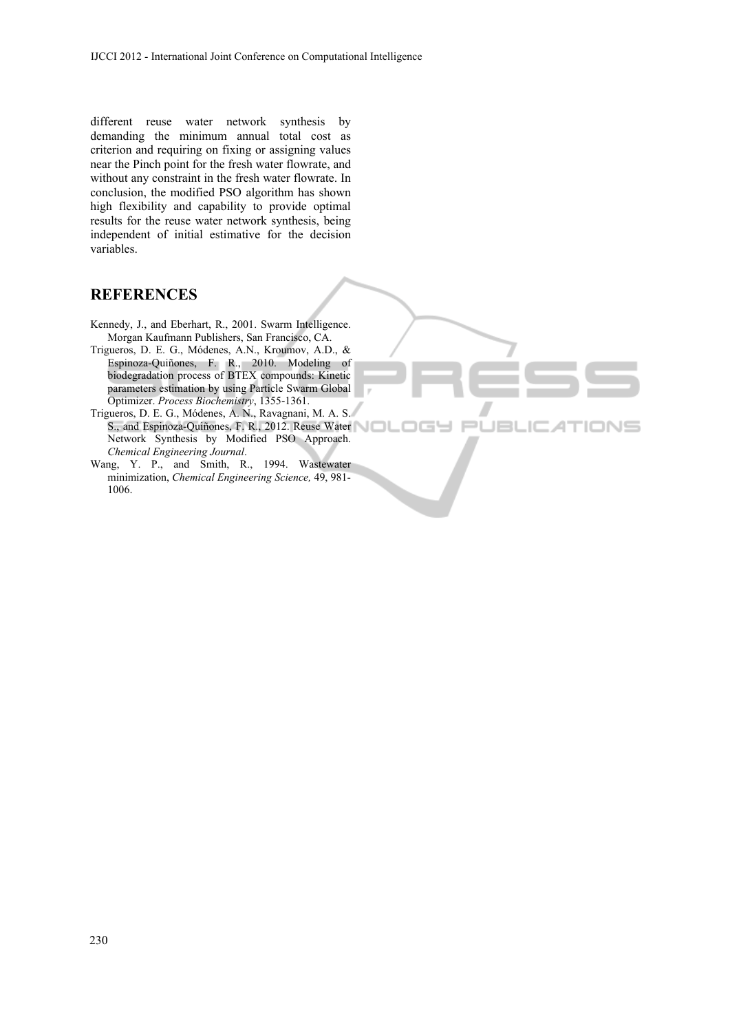different reuse water network synthesis by demanding the minimum annual total cost as criterion and requiring on fixing or assigning values near the Pinch point for the fresh water flowrate, and without any constraint in the fresh water flowrate. In conclusion, the modified PSO algorithm has shown high flexibility and capability to provide optimal results for the reuse water network synthesis, being independent of initial estimative for the decision variables.

## REFERENCES

Kennedy, J., and Eberhart, R., 2001. Swarm Intelligence. Morgan Kaufmann Publishers, San Francisco, CA.

Trigueros, D. E. G., Módenes, A.N., Kroumov, A.D., & Espinoza-Quiñones, F. R., 2010. Modeling of biodegradation process of BTEX compounds: Kinetic parameters estimation by using Particle Swarm Global Optimizer. *Process Biochemistry*, 1355-1361.

Trigueros, D. E. G., Módenes, A. N., Ravagnani, M. A. S. S., and Espinoza-Quiñones, F. R., 2012. Reuse Water Network Synthesis by Modified PSO Approach. *Chemical Engineering Journal*.

Wang, Y. P., and Smith, R., 1994. Wastewater minimization, *Chemical Engineering Science,* 49, 981-1006.